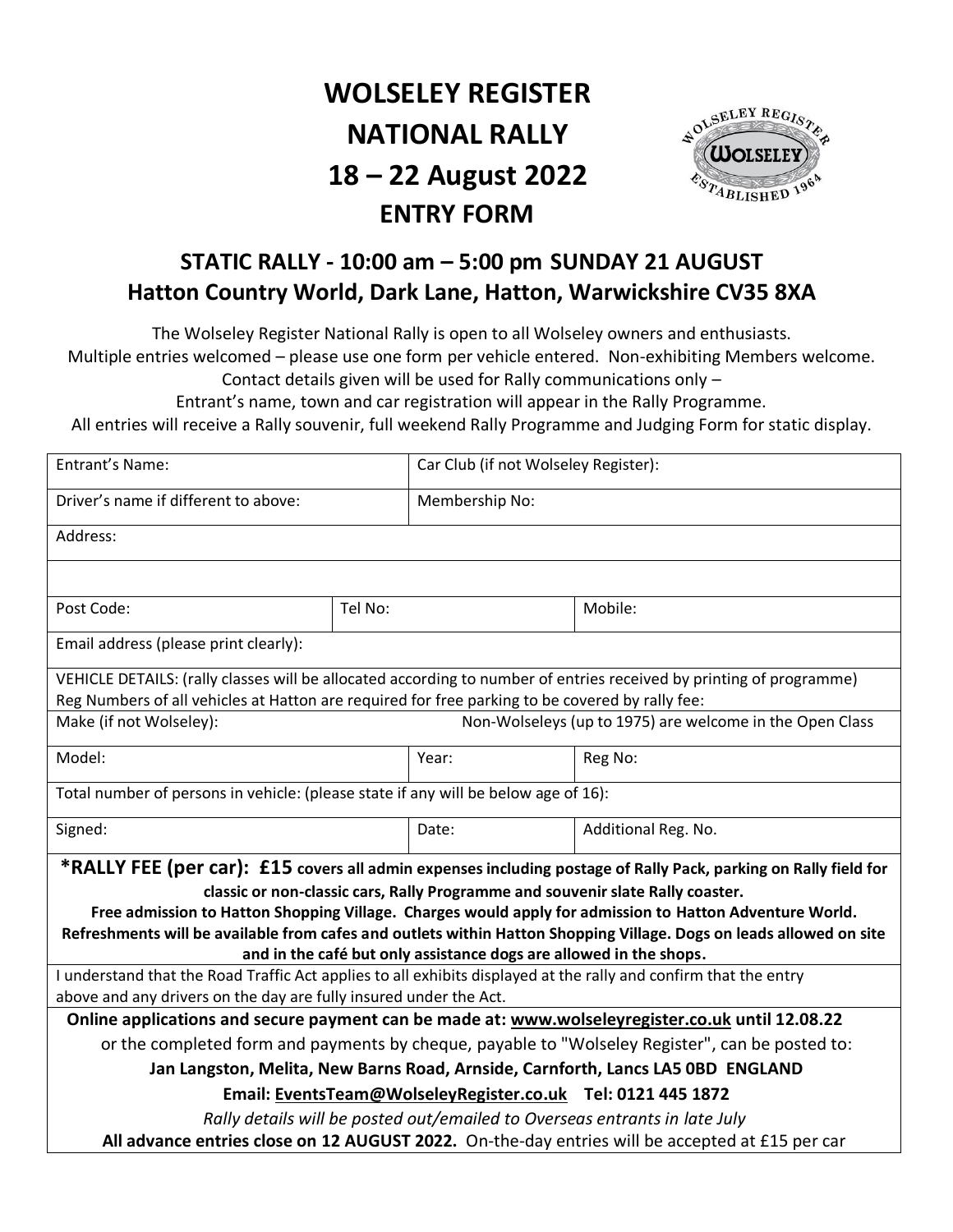# WOLSELEY REGISTER
# NATIONAL RALLY
# 18 – 22 August 2022
## ENTRY FORM

## STATIC RALLY - 10:00 am – 5:00 pm SUNDAY 21 AUGUST
## Hatton Country World, Dark Lane, Hatton, Warwickshire CV35 8XA

The Wolseley Register National Rally is open to all Wolseley owners and enthusiasts.
Multiple entries welcomed – please use one form per vehicle entered. Non-exhibiting Members welcome.
Contact details given will be used for Rally communications only –
Entrant's name, town and car registration will appear in the Rally Programme.
All entries will receive a Rally souvenir, full weekend Rally Programme and Judging Form for static display.

| | | | |
|---|---|---|---|
| Entrant's Name: | | Car Club (if not Wolseley Register): | |
| Driver's name if different to above: | | Membership No: | |
| Address: | | | |
| | | | |
| Post Code: | Tel No: | | Mobile: |
| Email address (please print clearly): | | | |
| VEHICLE DETAILS: (rally classes will be allocated according to number of entries received by printing of programme) Reg Numbers of all vehicles at Hatton are required for free parking to be covered by rally fee: | | | |
| Make (if not Wolseley): | | Non-Wolseleys (up to 1975) are welcome in the Open Class | |
| Model: | | Year: | Reg No: |
| Total number of persons in vehicle: (please state if any will be below age of 16): | | | |
| Signed: | | Date: | Additional Reg. No. |

**\*RALLY FEE (per car): £15 covers all admin expenses including postage of Rally Pack, parking on Rally field for classic or non-classic cars, Rally Programme and souvenir slate Rally coaster.**
**Free admission to Hatton Shopping Village. Charges would apply for admission to Hatton Adventure World.**
**Refreshments will be available from cafes and outlets within Hatton Shopping Village. Dogs on leads allowed on site and in the café but only assistance dogs are allowed in the shops.**

I understand that the Road Traffic Act applies to all exhibits displayed at the rally and confirm that the entry above and any drivers on the day are fully insured under the Act.

**Online applications and secure payment can be made at: www.wolseleyregister.co.uk until 12.08.22**

or the completed form and payments by cheque, payable to "Wolseley Register", can be posted to:

**Jan Langston, Melita, New Barns Road, Arnside, Carnforth, Lancs LA5 0BD ENGLAND**

**Email: EventsTeam@WolseleyRegister.co.uk Tel: 0121 445 1872**

*Rally details will be posted out/emailed to Overseas entrants in late July*

**All advance entries close on 12 AUGUST 2022.** On-the-day entries will be accepted at £15 per car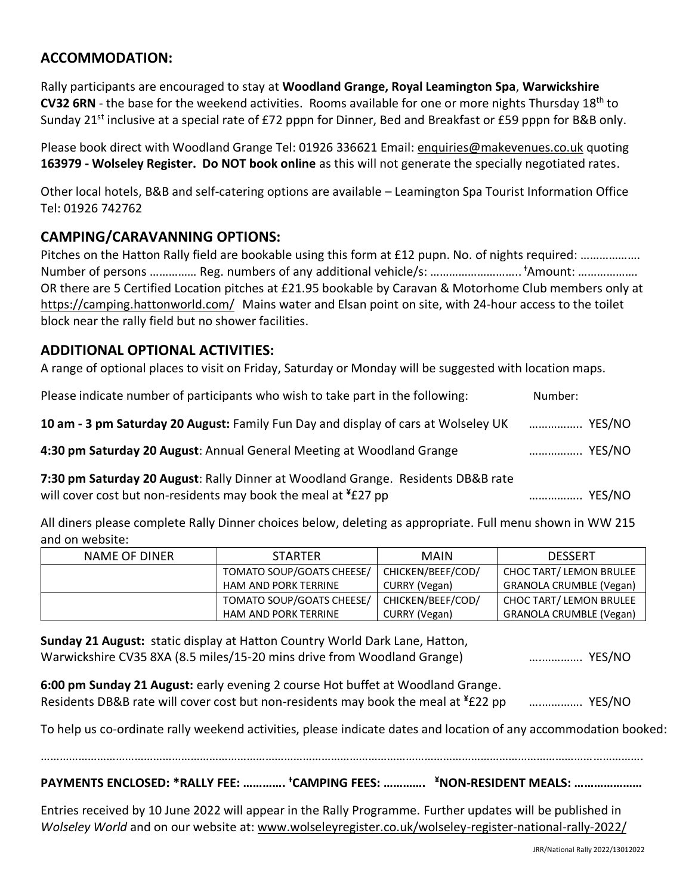## ACCOMMODATION:

Rally participants are encouraged to stay at **Woodland Grange, Royal Leamington Spa**, **Warwickshire CV32 6RN** - the base for the weekend activities. Rooms available for one or more nights Thursday 18th to Sunday 21st inclusive at a special rate of £72 pppn for Dinner, Bed and Breakfast or £59 pppn for B&B only.

Please book direct with Woodland Grange Tel: 01926 336621 Email: enquiries@makevenues.co.uk quoting **163979 - Wolseley Register. Do NOT book online** as this will not generate the specially negotiated rates.

Other local hotels, B&B and self-catering options are available – Leamington Spa Tourist Information Office Tel: 01926 742762

## CAMPING/CARAVANNING OPTIONS:

Pitches on the Hatton Rally field are bookable using this form at £12 pupn. No. of nights required: ………………. Number of persons …………… Reg. numbers of any additional vehicle/s: ……………………….. ⁺Amount: ………………. OR there are 5 Certified Location pitches at £21.95 bookable by Caravan & Motorhome Club members only at https://camping.hattonworld.com/ Mains water and Elsan point on site, with 24-hour access to the toilet block near the rally field but no shower facilities.

## ADDITIONAL OPTIONAL ACTIVITIES:

A range of optional places to visit on Friday, Saturday or Monday will be suggested with location maps.

Please indicate number of participants who wish to take part in the following: Number:

**10 am - 3 pm Saturday 20 August:** Family Fun Day and display of cars at Wolseley UK …………….. YES/NO

**4:30 pm Saturday 20 August**: Annual General Meeting at Woodland Grange …………….. YES/NO

**7:30 pm Saturday 20 August**: Rally Dinner at Woodland Grange. Residents DB&B rate will cover cost but non-residents may book the meal at ¥£27 pp …………….. YES/NO

All diners please complete Rally Dinner choices below, deleting as appropriate. Full menu shown in WW 215 and on website:

| NAME OF DINER | STARTER | MAIN | DESSERT |
|---|---|---|---|
| | TOMATO SOUP/GOATS CHEESE/ HAM AND PORK TERRINE | CHICKEN/BEEF/COD/ CURRY (Vegan) | CHOC TART/ LEMON BRULEE GRANOLA CRUMBLE (Vegan) |
| | TOMATO SOUP/GOATS CHEESE/ HAM AND PORK TERRINE | CHICKEN/BEEF/COD/ CURRY (Vegan) | CHOC TART/ LEMON BRULEE GRANOLA CRUMBLE (Vegan) |

**Sunday 21 August:** static display at Hatton Country World Dark Lane, Hatton, Warwickshire CV35 8XA (8.5 miles/15-20 mins drive from Woodland Grange) …………….. YES/NO

**6:00 pm Sunday 21 August:** early evening 2 course Hot buffet at Woodland Grange. Residents DB&B rate will cover cost but non-residents may book the meal at ¥£22 pp …………….. YES/NO

To help us co-ordinate rally weekend activities, please indicate dates and location of any accommodation booked:

…………………………………………………………………………………………………………………………………………………………………….

**PAYMENTS ENCLOSED: \*RALLY FEE: …………. ⁺CAMPING FEES: …………. ¥NON-RESIDENT MEALS: …………………**

Entries received by 10 June 2022 will appear in the Rally Programme. Further updates will be published in *Wolseley World* and on our website at: www.wolseleyregister.co.uk/wolseley-register-national-rally-2022/

JRR/National Rally 2022/13012022